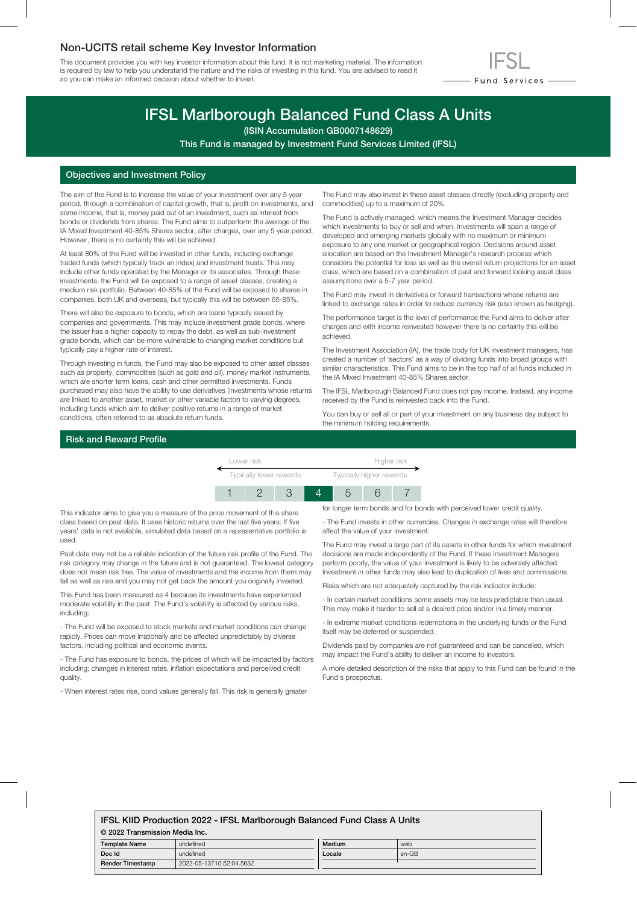## Non-UCITS retail scheme Key Investor Information

This document provides you with key investor information about this fund. It is not marketing material. The information is required by law to help you understand the nature and the risks of investing in this fund. You are advised to read it so you can make an informed decision about whether to invest.

IFSL Fund Services

# IFSL Marlborough Balanced Fund Class A Units

**(ISIN Accumulation GB0007148629)**

**This Fund is managed by Investment Fund Services Limited (IFSL)**

## Objectives and Investment Policy

The aim of the Fund is to increase the value of your investment over any 5 year period, through a combination of capital growth, that is, profit on investments, and some income, that is, money paid out of an investment, such as interest from bonds or dividends from shares. The Fund aims to outperform the average of the IA Mixed Investment 40-85% Shares sector, after charges, over any 5 year period. However, there is no certainty this will be achieved.

At least 80% of the Fund will be invested in other funds, including exchange traded funds (which typically track an index) and investment trusts. This may include other funds operated by the Manager or its associates. Through these investments, the Fund will be exposed to a range of asset classes, creating a medium risk portfolio. Between 40-85% of the Fund will be exposed to shares in companies, both UK and overseas, but typically this will be between 65-85%.

There will also be exposure to bonds, which are loans typically issued by companies and governments. This may include investment grade bonds, where the issuer has a higher capacity to repay the debt, as well as sub-investment grade bonds, which can be more vulnerable to changing market conditions but typically pay a higher rate of interest.

Through investing in funds, the Fund may also be exposed to other asset classes such as property, commodities (such as gold and oil), money market instruments, which are shorter term loans, cash and other permitted investments. Funds purchased may also have the ability to use derivatives (investments whose returns are linked to another asset, market or other variable factor) to varying degrees, including funds which aim to deliver positive returns in a range of market conditions, often referred to as absolute return funds.

The Fund may also invest in these asset classes directly (excluding property and commodities) up to a maximum of 20%.

The Fund is actively managed, which means the Investment Manager decides which investments to buy or sell and when. Investments will span a range of developed and emerging markets globally with no maximum or minimum exposure to any one market or geographical region. Decisions around asset allocation are based on the Investment Manager's research process which considers the potential for loss as well as the overall return projections for an asset class, which are based on a combination of past and forward looking asset class assumptions over a 5-7 year period.

The Fund may invest in derivatives or forward transactions whose returns are linked to exchange rates in order to reduce currency risk (also known as hedging).

The performance target is the level of performance the Fund aims to deliver after charges and with income reinvested however there is no certainty this will be achieved.

The Investment Association (IA), the trade body for UK investment managers, has created a number of 'sectors' as a way of dividing funds into broad groups with similar characteristics. This Fund aims to be in the top half of all funds included in the IA Mixed Investment 40-85% Shares sector.

The IFSL Marlborough Balanced Fund does not pay income. Instead, any income received by the Fund is reinvested back into the Fund.

You can buy or sell all or part of your investment on any business day subject to the minimum holding requirements.

## Risk and Reward Profile

| Lower risk | | | | | | Higher risk |
|---|---|---|---|---|---|---|
| Typically lower rewards | | | | | | Typically higher rewards |
| 1 | 2 | 3 | **4** | 5 | 6 | 7 |

This indicator aims to give you a measure of the price movement of this share class based on past data. It uses historic returns over the last five years. If five years' data is not available, simulated data based on a representative portfolio is used.

Past data may not be a reliable indication of the future risk profile of the Fund. The risk category may change in the future and is not guaranteed. The lowest category does not mean risk free. The value of investments and the income from them may fall as well as rise and you may not get back the amount you originally invested.

This Fund has been measured as 4 because its investments have experienced moderate volatility in the past. The Fund's volatility is affected by various risks, including:

- The Fund will be exposed to stock markets and market conditions can change rapidly. Prices can move irrationally and be affected unpredictably by diverse factors, including political and economic events.

- The Fund has exposure to bonds, the prices of which will be impacted by factors including; changes in interest rates, inflation expectations and perceived credit quality.

- When interest rates rise, bond values generally fall. This risk is generally greater for longer term bonds and for bonds with perceived lower credit quality.

- The Fund invests in other currencies. Changes in exchange rates will therefore affect the value of your investment.

The Fund may invest a large part of its assets in other funds for which investment decisions are made independently of the Fund. If these Investment Managers perform poorly, the value of your investment is likely to be adversely affected. Investment in other funds may also lead to duplication of fees and commissions.

Risks which are not adequately captured by the risk indicator include:

- In certain market conditions some assets may be less predictable than usual. This may make it harder to sell at a desired price and/or in a timely manner.

- In extreme market conditions redemptions in the underlying funds or the Fund itself may be deferred or suspended.

Dividends paid by companies are not guaranteed and can be cancelled, which may impact the Fund's ability to deliver an income to investors.

A more detailed description of the risks that apply to this Fund can be found in the Fund's prospectus.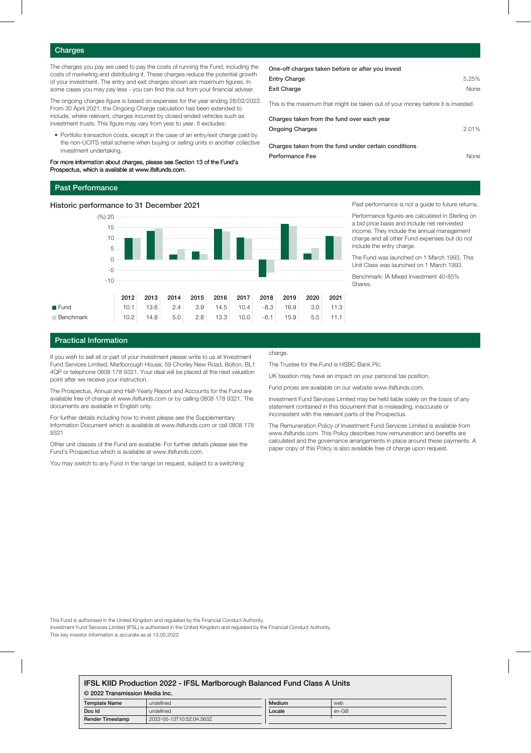## Charges

The charges you pay are used to pay the costs of running the Fund, including the costs of marketing and distributing it. These charges reduce the potential growth of your investment. The entry and exit charges shown are maximum figures. In some cases you may pay less - you can find this out from your financial adviser.

The ongoing charges figure is based on expenses for the year ending 28/02/2022. From 30 April 2021, the Ongoing Charge calculation has been extended to include, where relevant, charges incurred by closed-ended vehicles such as investment trusts. This figure may vary from year to year. It excludes:

- Portfolio transaction costs, except in the case of an entry/exit charge paid by the non-UCITS retail scheme when buying or selling units in another collective investment undertaking.

**For more information about charges, please see Section 13 of the Fund's Prospectus, which is available at www.ifslfunds.com.**

| One-off charges taken before or after you invest | |
|---|---|
| **Entry Charge** | 5.25% |
| **Exit Charge** | None |

This is the maximum that might be taken out of your money before it is invested.

| Charges taken from the fund over each year | |
|---|---|
| **Ongoing Charges** | 2.01% |

| Charges taken from the fund under certain conditions | |
|---|---|
| **Performance Fee** | None |

## Past Performance

### Historic performance to 31 December 2021

(%) 20
15
10
5
0
-5
-10

| | 2012 | 2013 | 2014 | 2015 | 2016 | 2017 | 2018 | 2019 | 2020 | 2021 |
|---|---|---|---|---|---|---|---|---|---|---|
| Fund | 10.1 | 13.6 | 2.4 | 3.9 | 14.5 | 10.4 | -8.3 | 16.9 | 3.0 | 11.3 |
| Benchmark | 10.2 | 14.8 | 5.0 | 2.8 | 13.3 | 10.0 | -6.1 | 15.9 | 5.5 | 11.1 |

Past performance is not a guide to future returns.

Performance figures are calculated in Sterling on a bid price basis and include net reinvested income. They include the annual management charge and all other Fund expenses but do not include the entry charge.

The Fund was launched on 1 March 1993. This Unit Class was launched on 1 March 1993.

Benchmark: IA Mixed Investment 40-85% Shares.

## Practical Information

If you wish to sell all or part of your investment please write to us at Investment Fund Services Limited, Marlborough House, 59 Chorley New Road, Bolton, BL1 4QP or telephone 0808 178 9321. Your deal will be placed at the next valuation point after we receive your instruction.

The Prospectus, Annual and Half-Yearly Report and Accounts for the Fund are available free of charge at www.ifslfunds.com or by calling 0808 178 9321. The documents are available in English only.

For further details including how to invest please see the Supplementary Information Document which is available at www.ifslfunds.com or call 0808 178 9321

Other unit classes of the Fund are available. For further details please see the Fund's Prospectus which is available at www.ifslfunds.com.

You may switch to any Fund in the range on request, subject to a switching charge.

The Trustee for the Fund is HSBC Bank Plc.

UK taxation may have an impact on your personal tax position.

Fund prices are available on our website www.ifslfunds.com.

Investment Fund Services Limited may be held liable solely on the basis of any statement contained in this document that is misleading, inaccurate or inconsistent with the relevant parts of the Prospectus.

The Remuneration Policy of Investment Fund Services Limited is available from www.ifslfunds.com. This Policy describes how remuneration and benefits are calculated and the governance arrangements in place around these payments. A paper copy of this Policy is also available free of charge upon request.

This Fund is authorised in the United Kingdom and regulated by the Financial Conduct Authority.
Investment Fund Services Limited (IFSL) is authorised in the United Kingdom and regulated by the Financial Conduct Authority.
This key investor information is accurate as at 13.05.2022

**IFSL KIID Production 2022 - IFSL Marlborough Balanced Fund Class A Units**
**© 2022 Transmission Media Inc.**

| | | | |
|---|---|---|---|
| **Template Name** | undefined | **Medium** | web |
| **Doc Id** | undefined | **Locale** | en-GB |
| **Render Timestamp** | 2022-05-13T10:52:04.563Z | | |